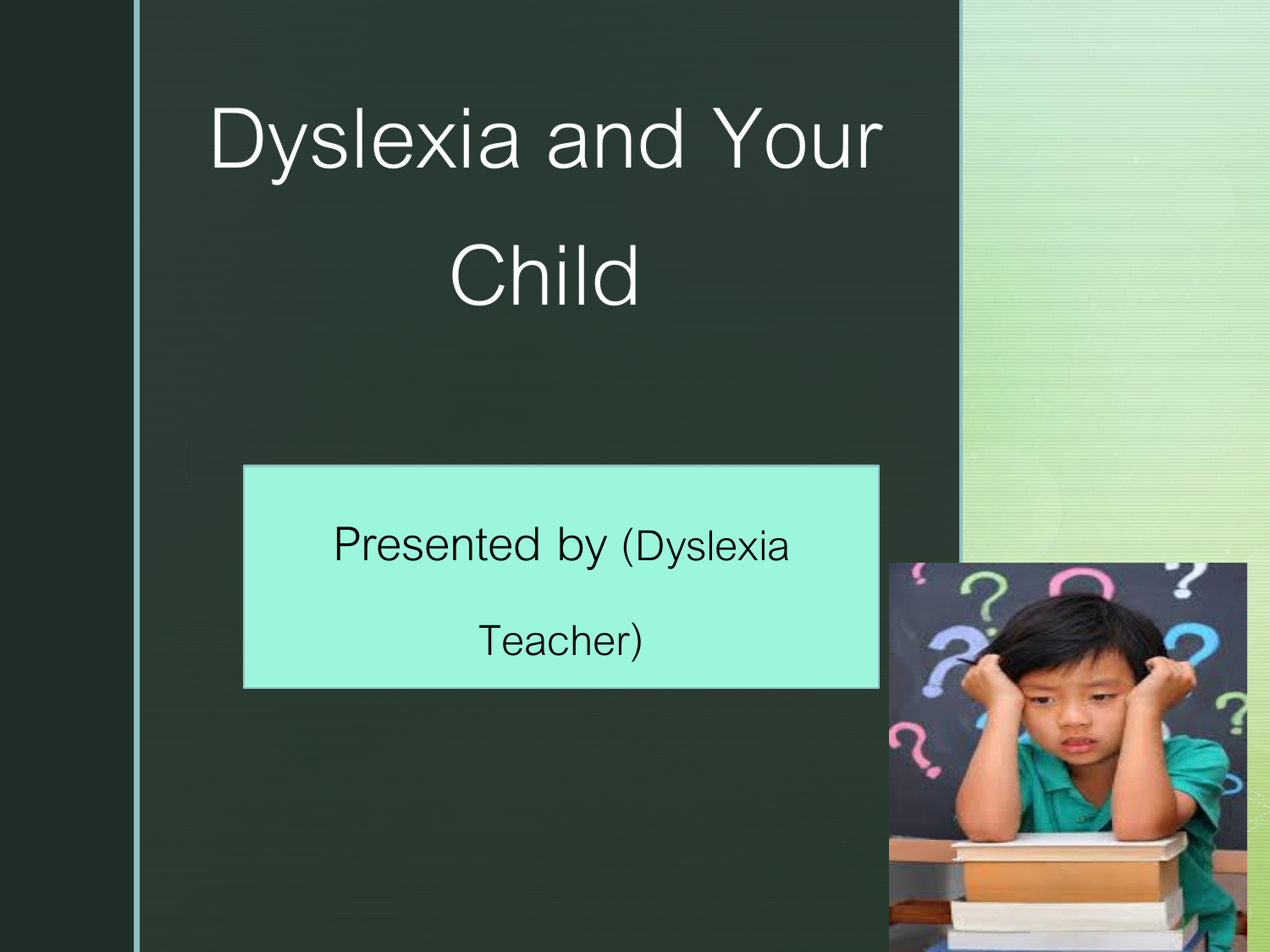# Dyslexia and Your Child

Presented by (Dyslexia Teacher)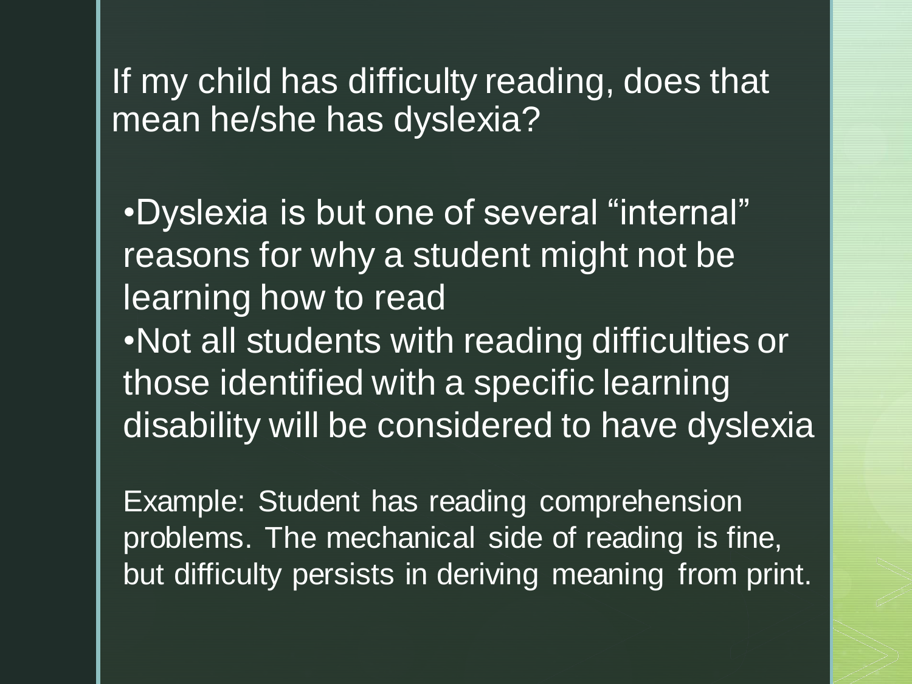## If my child has difficulty reading, does that mean he/she has dyslexia?

- Dyslexia is but one of several “internal” reasons for why a student might not be learning how to read
- Not all students with reading difficulties or those identified with a specific learning disability will be considered to have dyslexia

Example: Student has reading comprehension problems. The mechanical side of reading is fine, but difficulty persists in deriving meaning from print.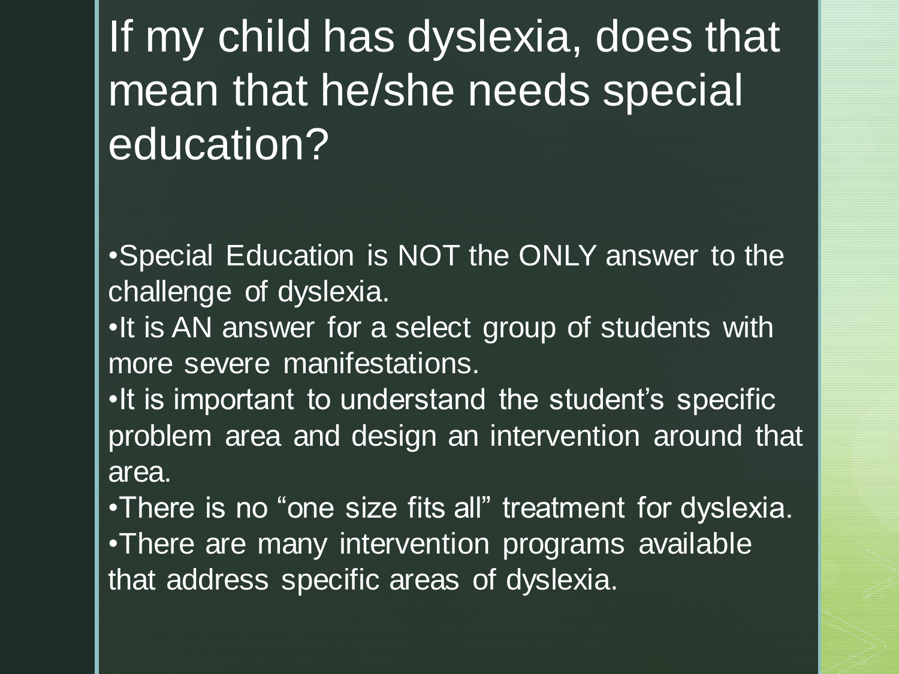# If my child has dyslexia, does that mean that he/she needs special education?

- Special Education is NOT the ONLY answer to the challenge of dyslexia.
- It is AN answer for a select group of students with more severe manifestations.
- It is important to understand the student's specific problem area and design an intervention around that area.
- There is no "one size fits all" treatment for dyslexia.
- There are many intervention programs available that address specific areas of dyslexia.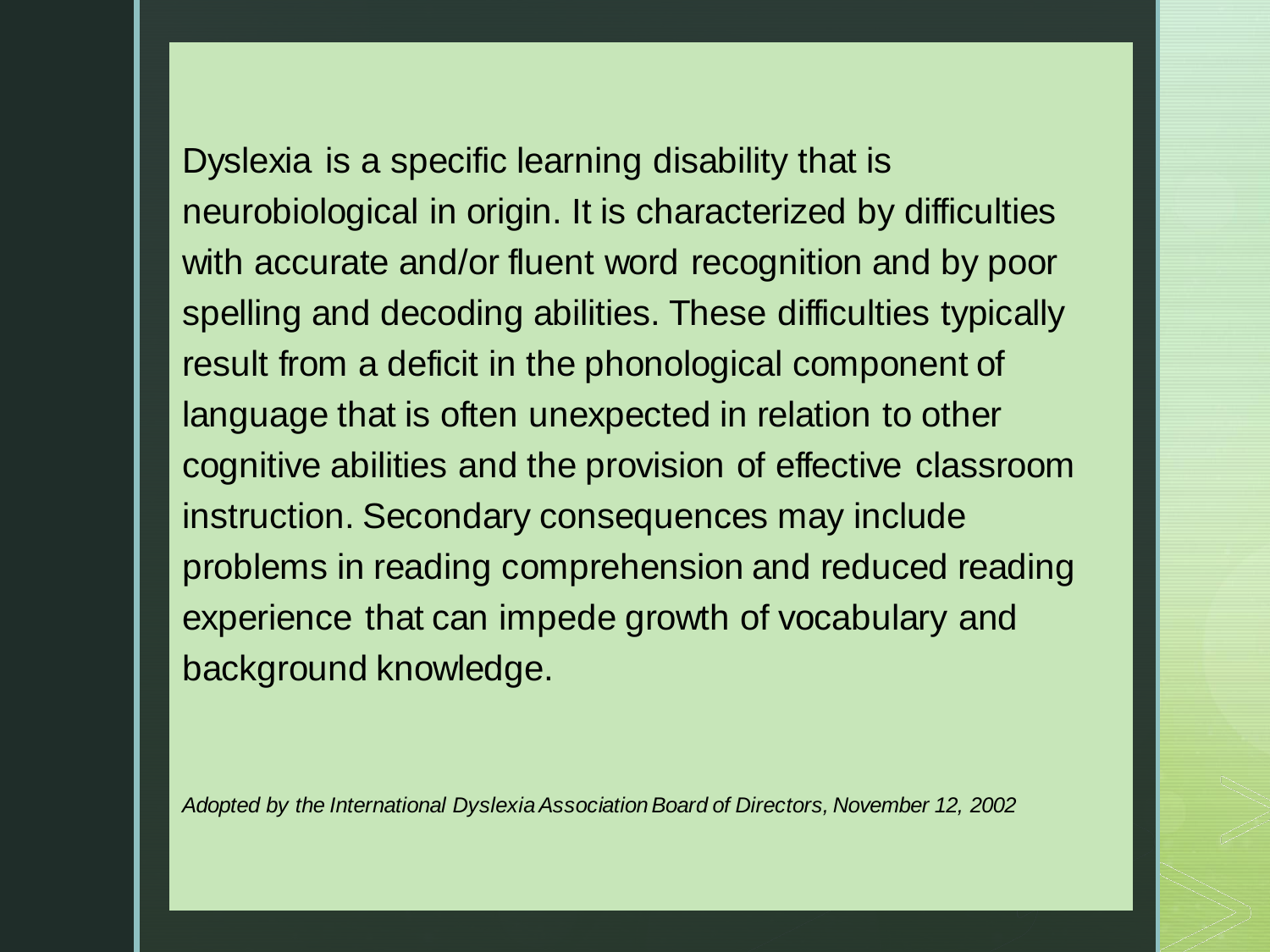Dyslexia is a specific learning disability that is neurobiological in origin. It is characterized by difficulties with accurate and/or fluent word recognition and by poor spelling and decoding abilities. These difficulties typically result from a deficit in the phonological component of language that is often unexpected in relation to other cognitive abilities and the provision of effective classroom instruction. Secondary consequences may include problems in reading comprehension and reduced reading experience that can impede growth of vocabulary and background knowledge.

*Adopted by the International Dyslexia Association Board of Directors, November 12, 2002*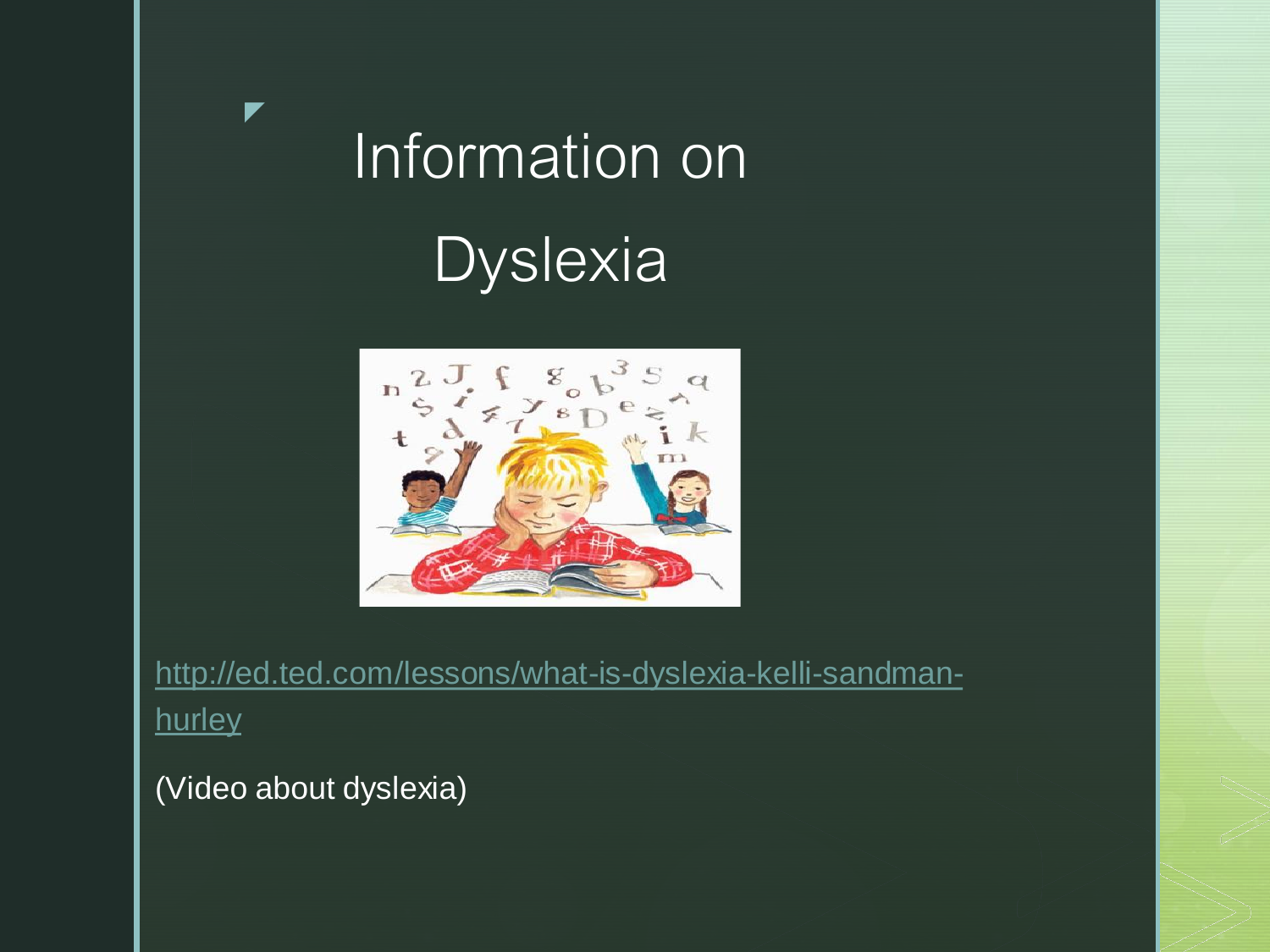# Information on Dyslexia

http://ed.ted.com/lessons/what-is-dyslexia-kelli-sandman-hurley

(Video about dyslexia)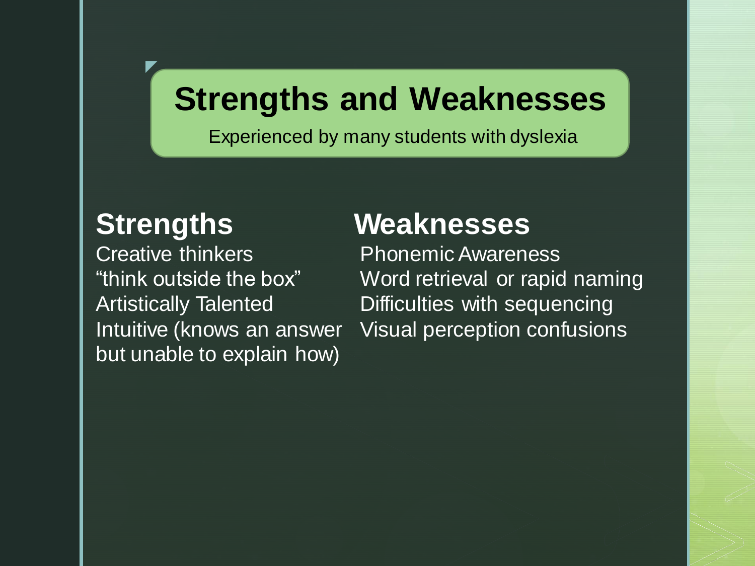# Strengths and Weaknesses

Experienced by many students with dyslexia

## Strengths

Creative thinkers
"think outside the box"
Artistically Talented
Intuitive (knows an answer but unable to explain how)

## Weaknesses

Phonemic Awareness
Word retrieval or rapid naming
Difficulties with sequencing
Visual perception confusions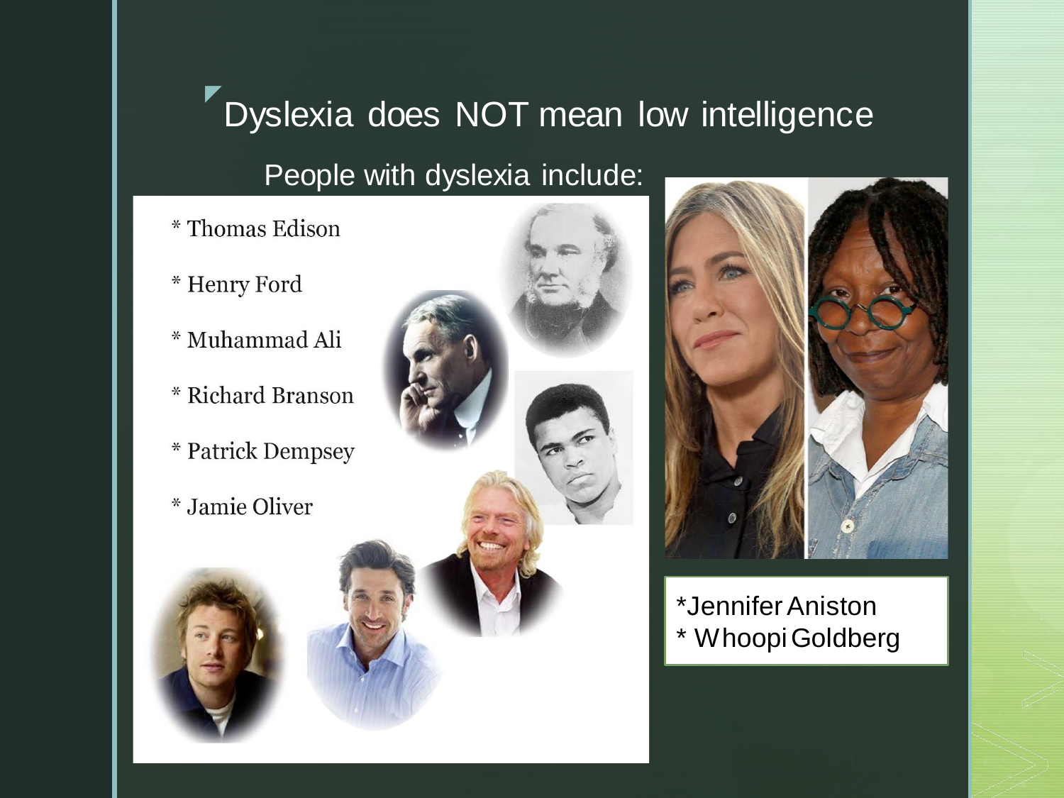# Dyslexia does NOT mean low intelligence

People with dyslexia include:

* Thomas Edison
* Henry Ford
* Muhammad Ali
* Richard Branson
* Patrick Dempsey
* Jamie Oliver

*Jennifer Aniston
* Whoopi Goldberg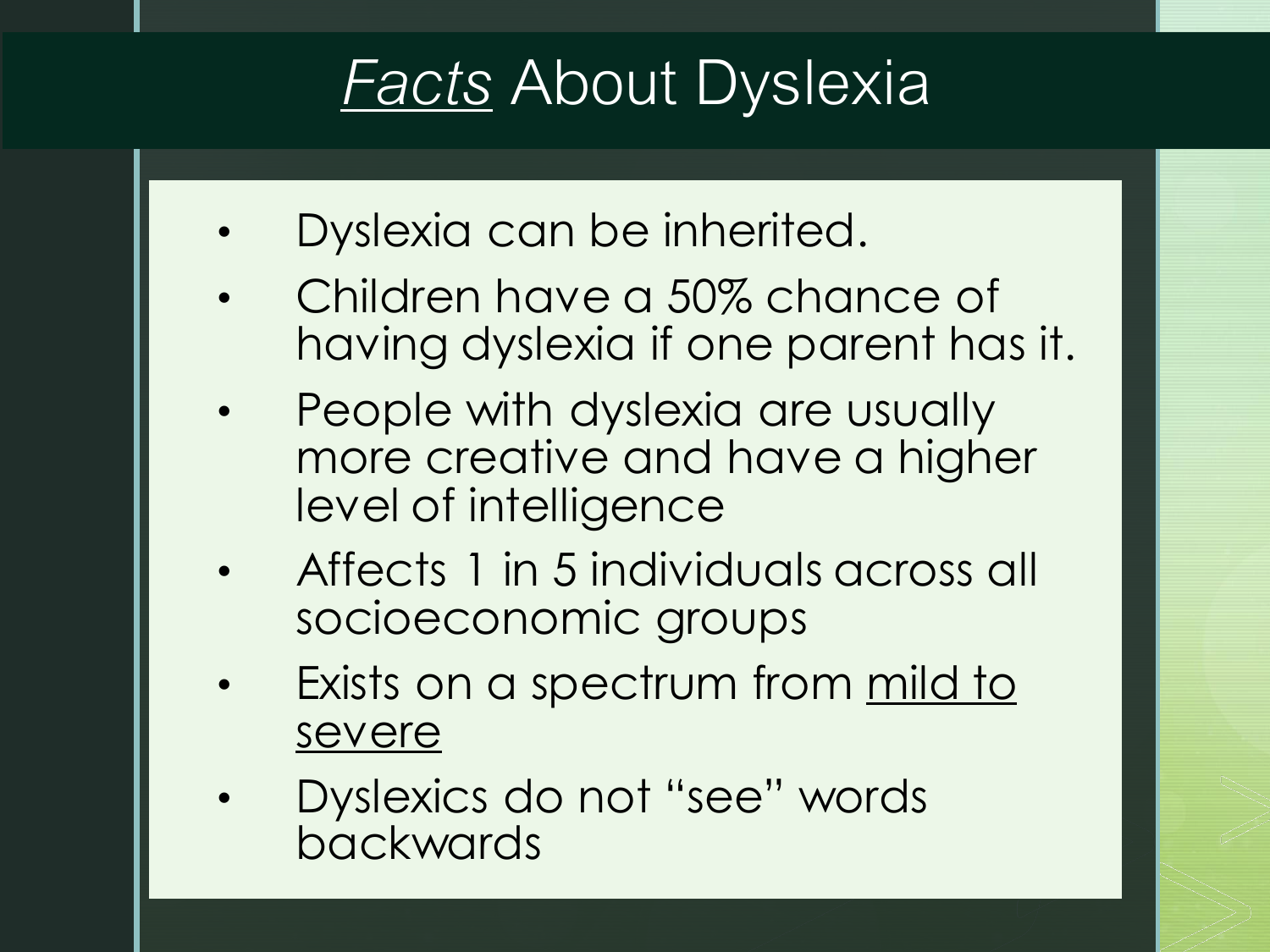# *Facts* About Dyslexia

- Dyslexia can be inherited.
- Children have a 50% chance of having dyslexia if one parent has it.
- People with dyslexia are usually more creative and have a higher level of intelligence
- Affects 1 in 5 individuals across all socioeconomic groups
- Exists on a spectrum from mild to severe
- Dyslexics do not "see" words backwards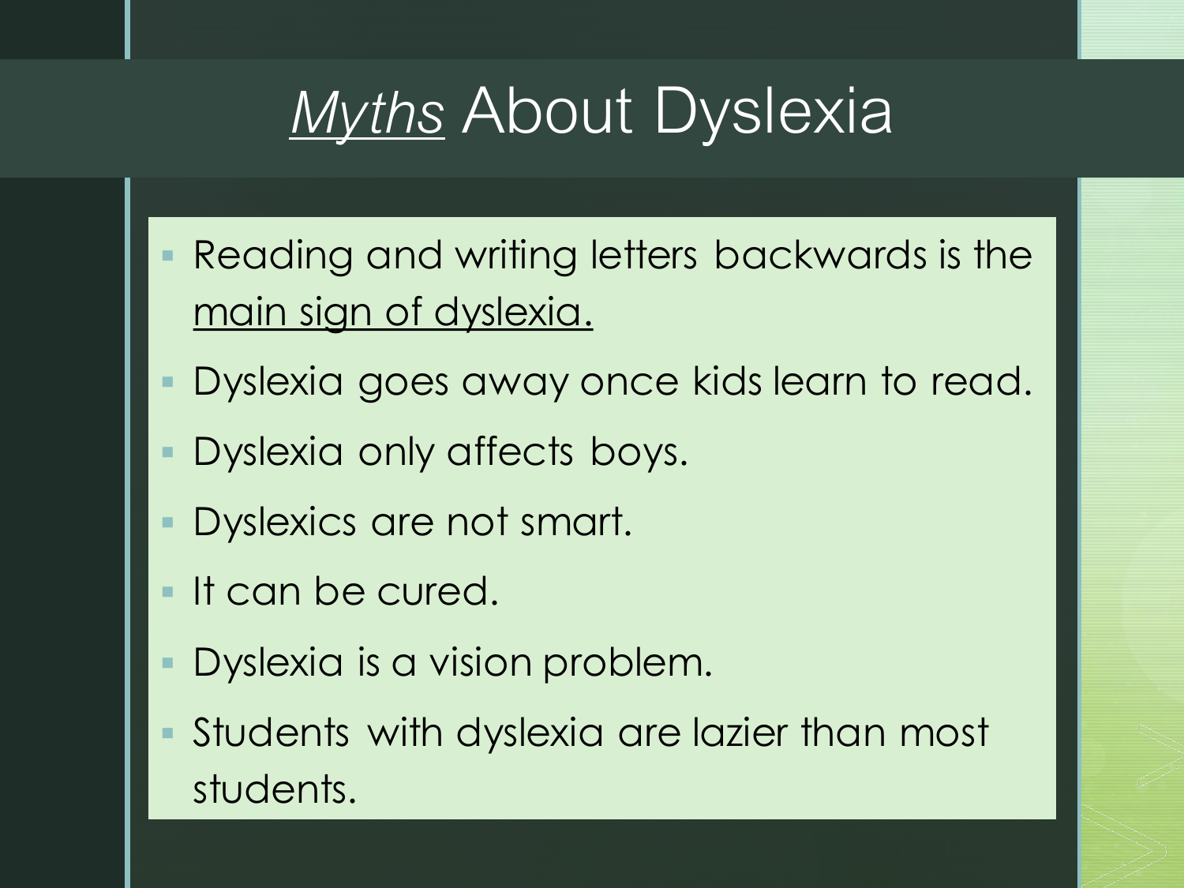# *Myths* About Dyslexia

- Reading and writing letters backwards is the main sign of dyslexia.
- Dyslexia goes away once kids learn to read.
- Dyslexia only affects boys.
- Dyslexics are not smart.
- It can be cured.
- Dyslexia is a vision problem.
- Students with dyslexia are lazier than most students.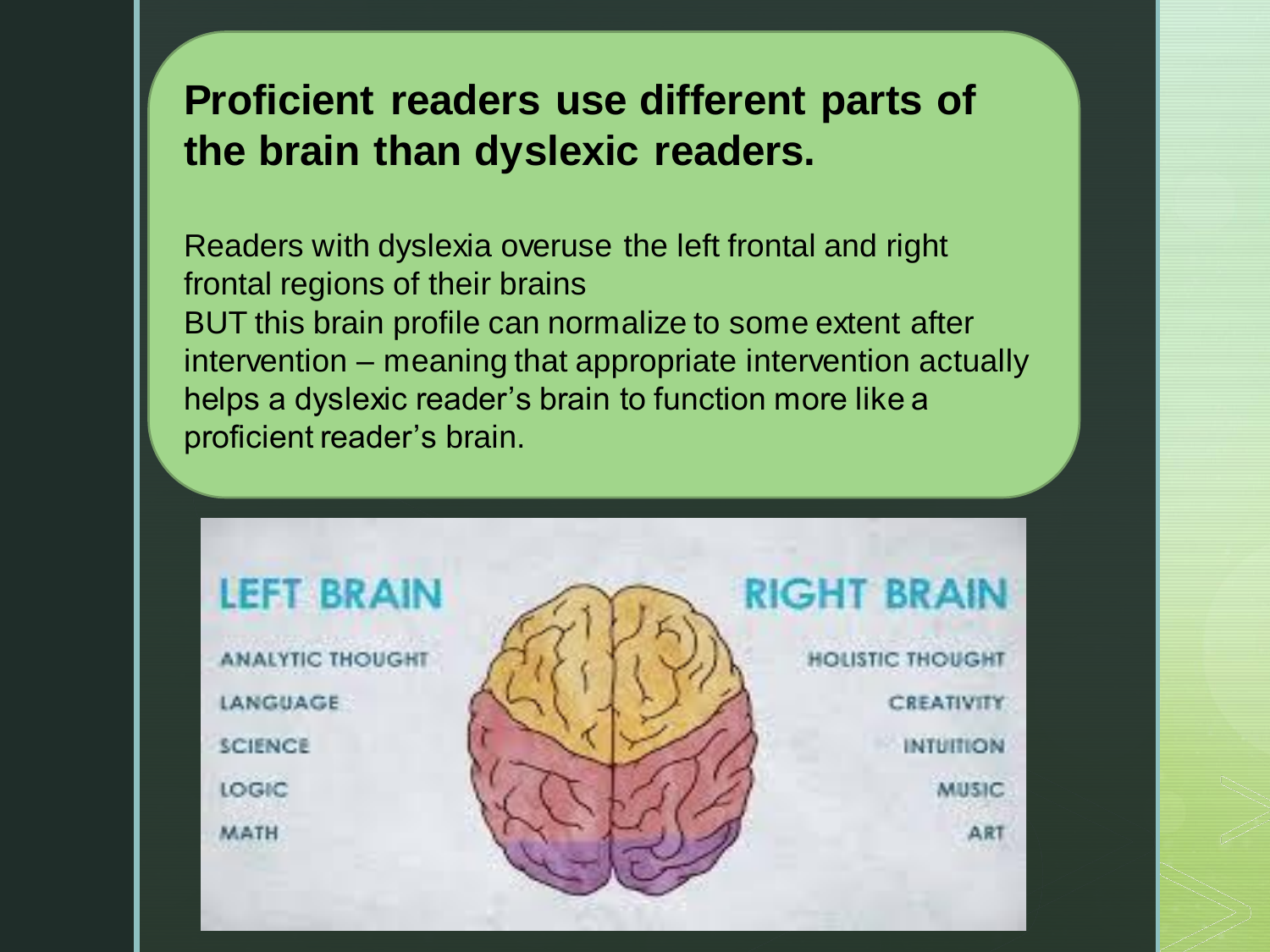# Proficient readers use different parts of the brain than dyslexic readers.

Readers with dyslexia overuse the left frontal and right frontal regions of their brains

BUT this brain profile can normalize to some extent after intervention – meaning that appropriate intervention actually helps a dyslexic reader's brain to function more like a proficient reader's brain.

LEFT BRAIN

ANALYTIC THOUGHT

LANGUAGE

SCIENCE

LOGIC

MATH

RIGHT BRAIN

HOLISTIC THOUGHT

CREATIVITY

INTUITION

MUSIC

ART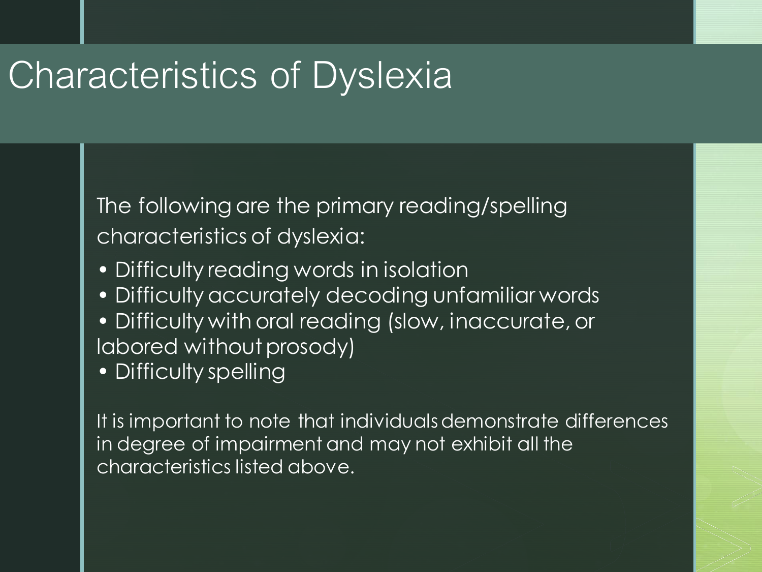# Characteristics of Dyslexia

The following are the primary reading/spelling characteristics of dyslexia:

- Difficulty reading words in isolation
- Difficulty accurately decoding unfamiliar words
- Difficulty with oral reading (slow, inaccurate, or labored without prosody)
- Difficulty spelling

It is important to note that individuals demonstrate differences in degree of impairment and may not exhibit all the characteristics listed above.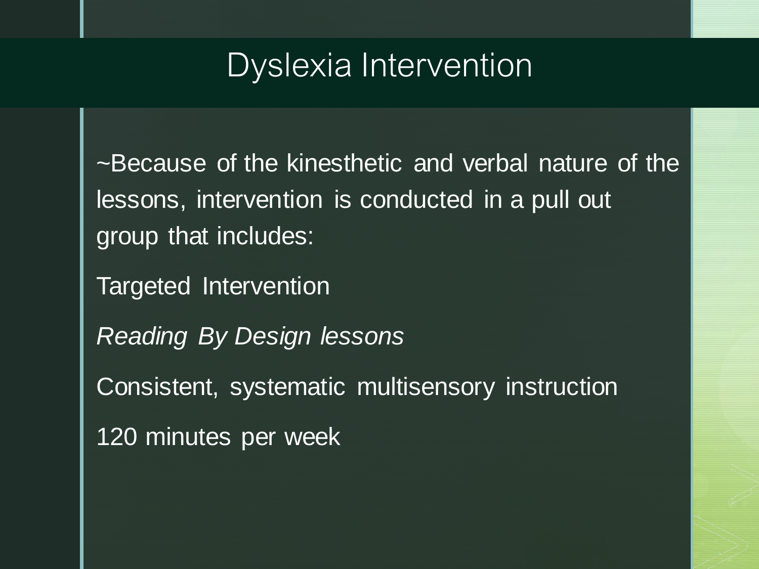# Dyslexia Intervention

~Because of the kinesthetic and verbal nature of the lessons, intervention is conducted in a pull out group that includes:

Targeted Intervention

*Reading By Design lessons*

Consistent, systematic multisensory instruction

120 minutes per week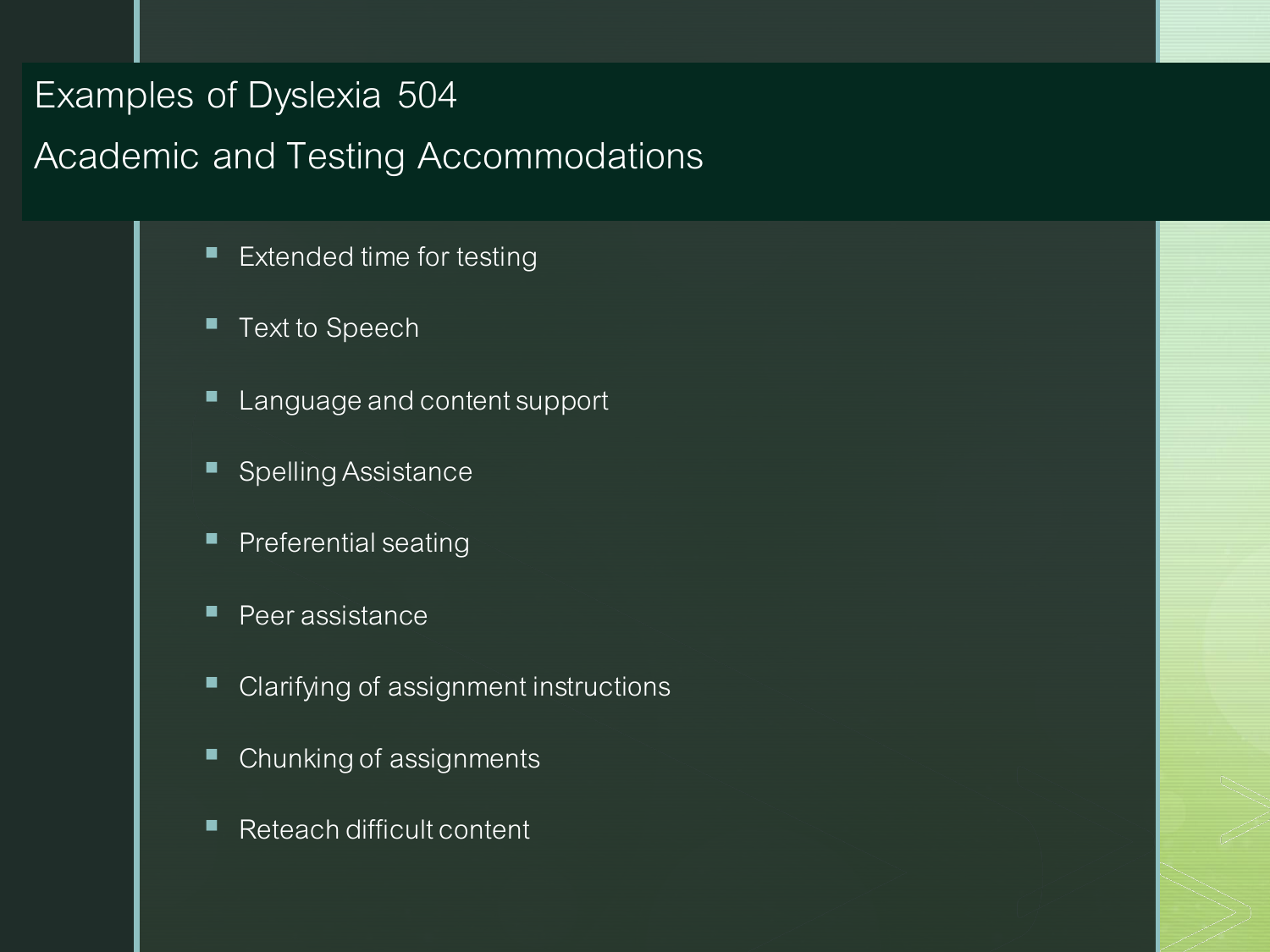# Examples of Dyslexia 504 Academic and Testing Accommodations

- Extended time for testing
- Text to Speech
- Language and content support
- Spelling Assistance
- Preferential seating
- Peer assistance
- Clarifying of assignment instructions
- Chunking of assignments
- Reteach difficult content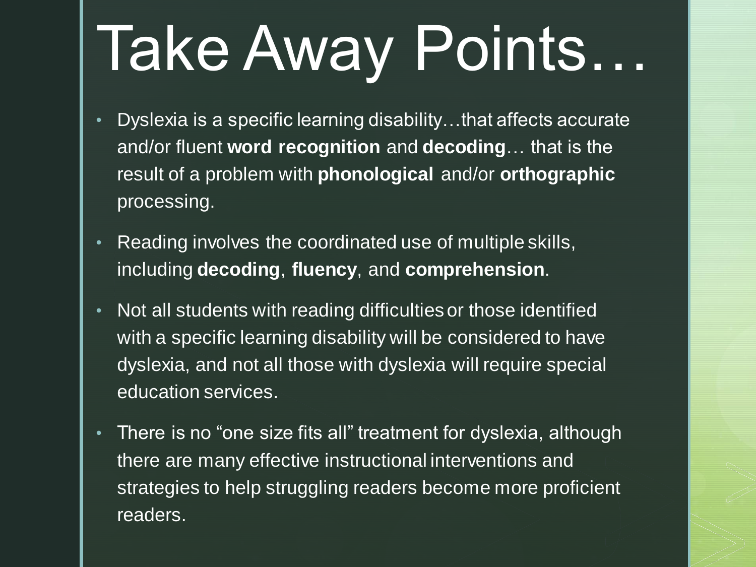# Take Away Points…

- Dyslexia is a specific learning disability…that affects accurate and/or fluent **word recognition** and **decoding**… that is the result of a problem with **phonological** and/or **orthographic** processing.
- Reading involves the coordinated use of multiple skills, including **decoding**, **fluency**, and **comprehension**.
- Not all students with reading difficulties or those identified with a specific learning disability will be considered to have dyslexia, and not all those with dyslexia will require special education services.
- There is no "one size fits all" treatment for dyslexia, although there are many effective instructional interventions and strategies to help struggling readers become more proficient readers.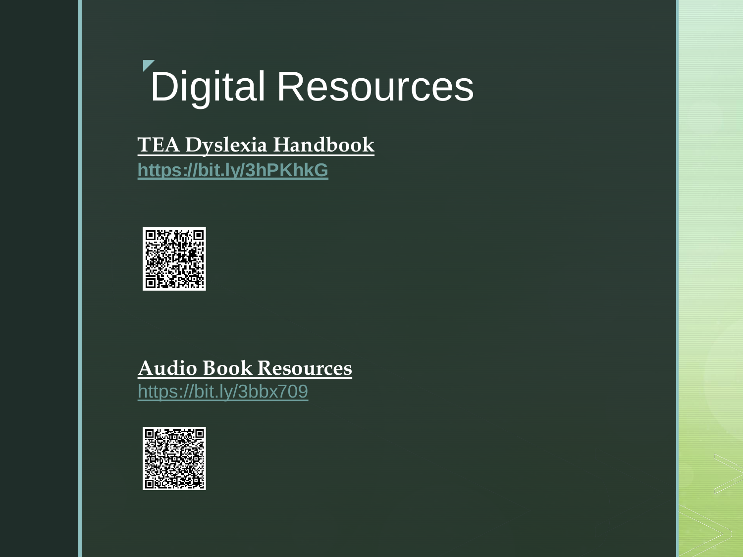# Digital Resources

**TEA Dyslexia Handbook**
https://bit.ly/3hPKhkG

**Audio Book Resources**
https://bit.ly/3bbx709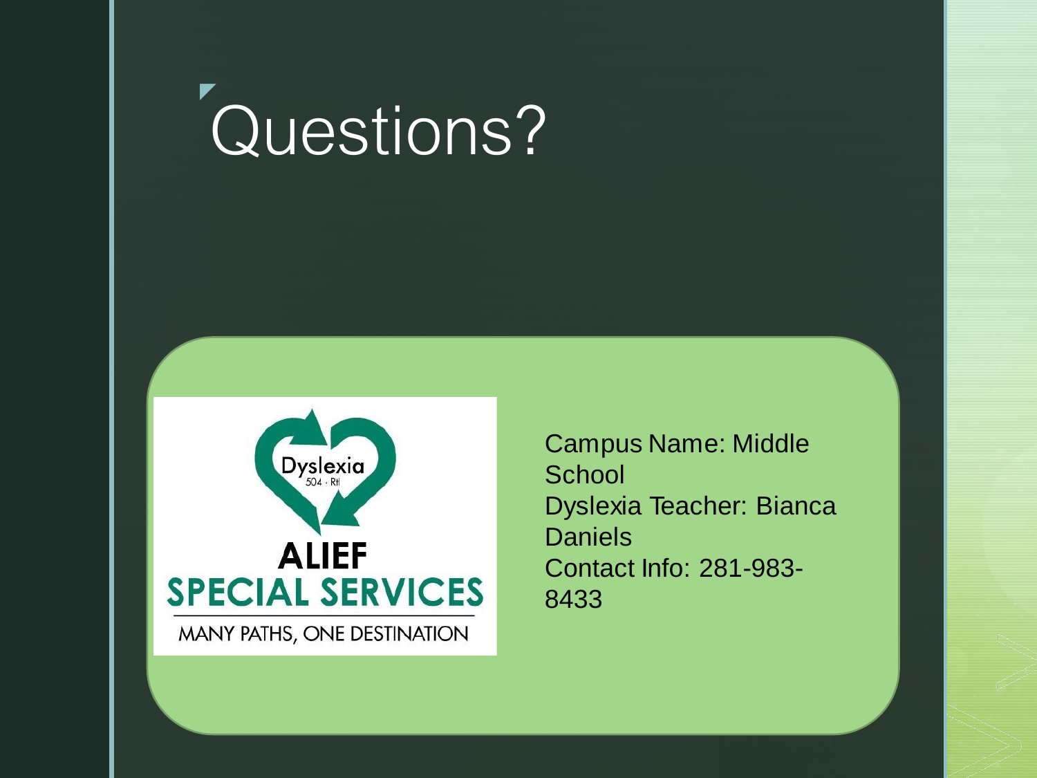# Questions?

Dyslexia
504 · RtI
ALIEF
SPECIAL SERVICES
MANY PATHS, ONE DESTINATION

Campus Name: Middle School
Dyslexia Teacher: Bianca Daniels
Contact Info: 281-983-8433